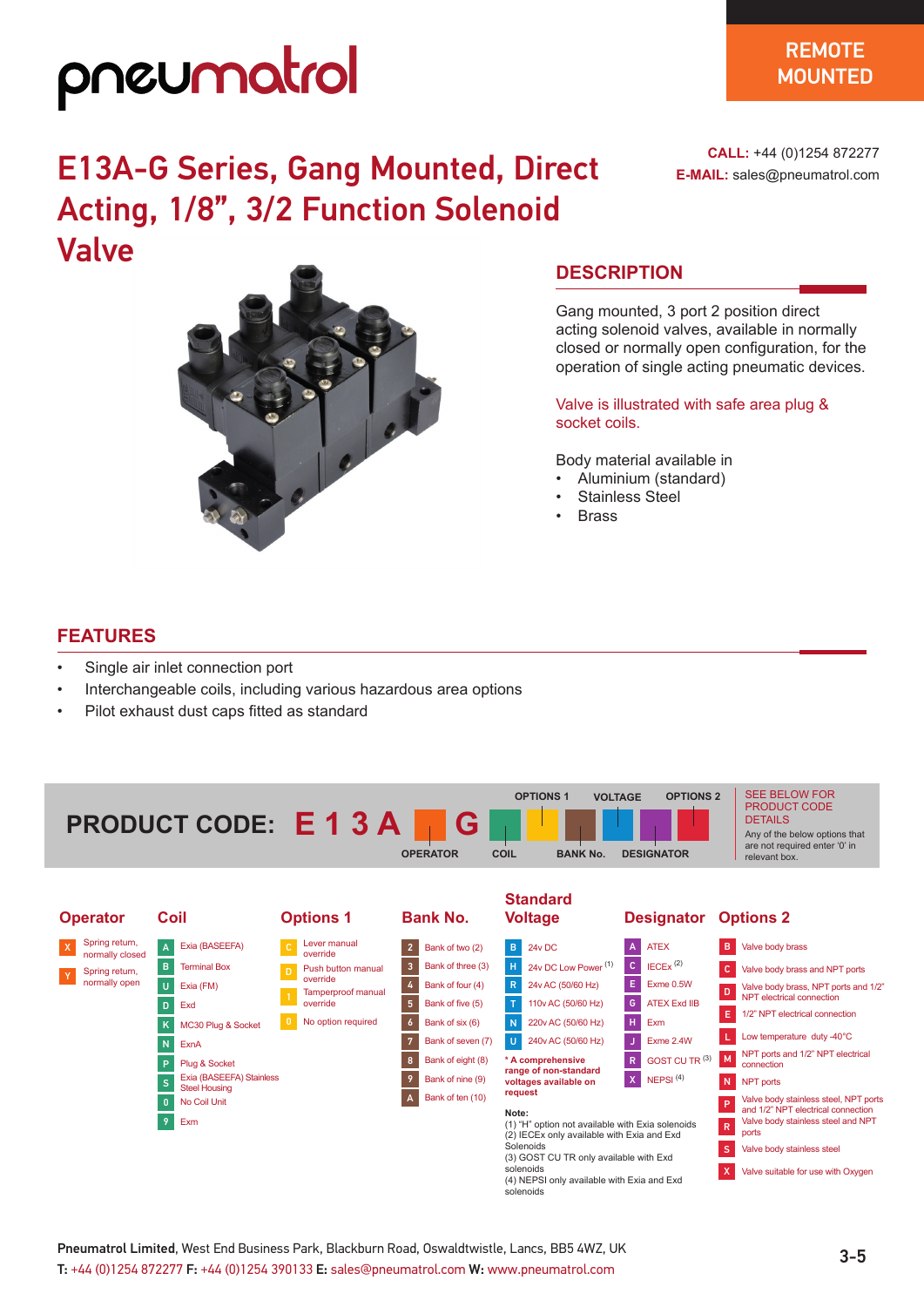pneumatrol

REMOTE MOUNTED

# E13A-G Series, Gang Mounted, Direct Acting, 1/8", 3/2 Function Solenoid Valve

**CALL:** +44 (0)1254 872277
**E-MAIL:** sales@pneumatrol.com

## DESCRIPTION

Gang mounted, 3 port 2 position direct acting solenoid valves, available in normally closed or normally open configuration, for the operation of single acting pneumatic devices.

Valve is illustrated with safe area plug & socket coils.

Body material available in

- Aluminium (standard)
- Stainless Steel
- Brass

## FEATURES

- Single air inlet connection port
- Interchangeable coils, including various hazardous area options
- Pilot exhaust dust caps fitted as standard

## PRODUCT CODE: E 1 3 A [OPERATOR] G [COIL] [OPTIONS 1] [BANK No.] [VOLTAGE] [DESIGNATOR] [OPTIONS 2]

SEE BELOW FOR PRODUCT CODE DETAILS

Any of the below options that are not required enter '0' in relevant box.

### Operator

| Code | Description |
|---|---|
| X | Spring return, normally closed |
| Y | Spring return, normally open |

### Coil

| Code | Description |
|---|---|
| A | Exia (BASEEFA) |
| B | Terminal Box |
| U | Exia (FM) |
| D | Exd |
| K | MC30 Plug & Socket |
| N | ExnA |
| P | Plug & Socket |
| S | Exia (BASEEFA) Stainless Steel Housing |
| 0 | No Coil Unit |
| 9 | Exm |

### Options 1

| Code | Description |
|---|---|
| C | Lever manual override |
| D | Push button manual override |
| 1 | Tamperproof manual override |
| 0 | No option required |

### Bank No.

| Code | Description |
|---|---|
| 2 | Bank of two (2) |
| 3 | Bank of three (3) |
| 4 | Bank of four (4) |
| 5 | Bank of five (5) |
| 6 | Bank of six (6) |
| 7 | Bank of seven (7) |
| 8 | Bank of eight (8) |
| 9 | Bank of nine (9) |
| A | Bank of ten (10) |

### Standard Voltage

| Code | Description |
|---|---|
| B | 24v DC |
| H | 24v DC Low Power (1) |
| R | 24v AC (50/60 Hz) |
| T | 110v AC (50/60 Hz) |
| N | 220v AC (50/60 Hz) |
| U | 240v AC (50/60 Hz) |

**\* A comprehensive range of non-standard voltages available on request**

### Designator

| Code | Description |
|---|---|
| A | ATEX |
| C | IECEx (2) |
| E | Exme 0.5W |
| G | ATEX Exd IIB |
| H | Exm |
| J | Exme 2.4W |
| R | GOST CU TR (3) |
| X | NEPSI (4) |

### Options 2

| Code | Description |
|---|---|
| B | Valve body brass |
| C | Valve body brass and NPT ports |
| D | Valve body brass, NPT ports and 1/2" NPT electrical connection |
| E | 1/2" NPT electrical connection |
| L | Low temperature duty -40°C |
| M | NPT ports and 1/2" NPT electrical connection |
| N | NPT ports |
| P | Valve body stainless steel, NPT ports and 1/2" NPT electrical connection |
| R | Valve body stainless steel and NPT ports |
| S | Valve body stainless steel |
| X | Valve suitable for use with Oxygen |

**Note:**
(1) "H" option not available with Exia solenoids
(2) IECEx only available with Exia and Exd Solenoids
(3) GOST CU TR only available with Exd solenoids
(4) NEPSI only available with Exia and Exd solenoids

**Pneumatrol Limited**, West End Business Park, Blackburn Road, Oswaldtwistle, Lancs, BB5 4WZ, UK
**T:** +44 (0)1254 872277 **F:** +44 (0)1254 390133 **E:** sales@pneumatrol.com **W:** www.pneumatrol.com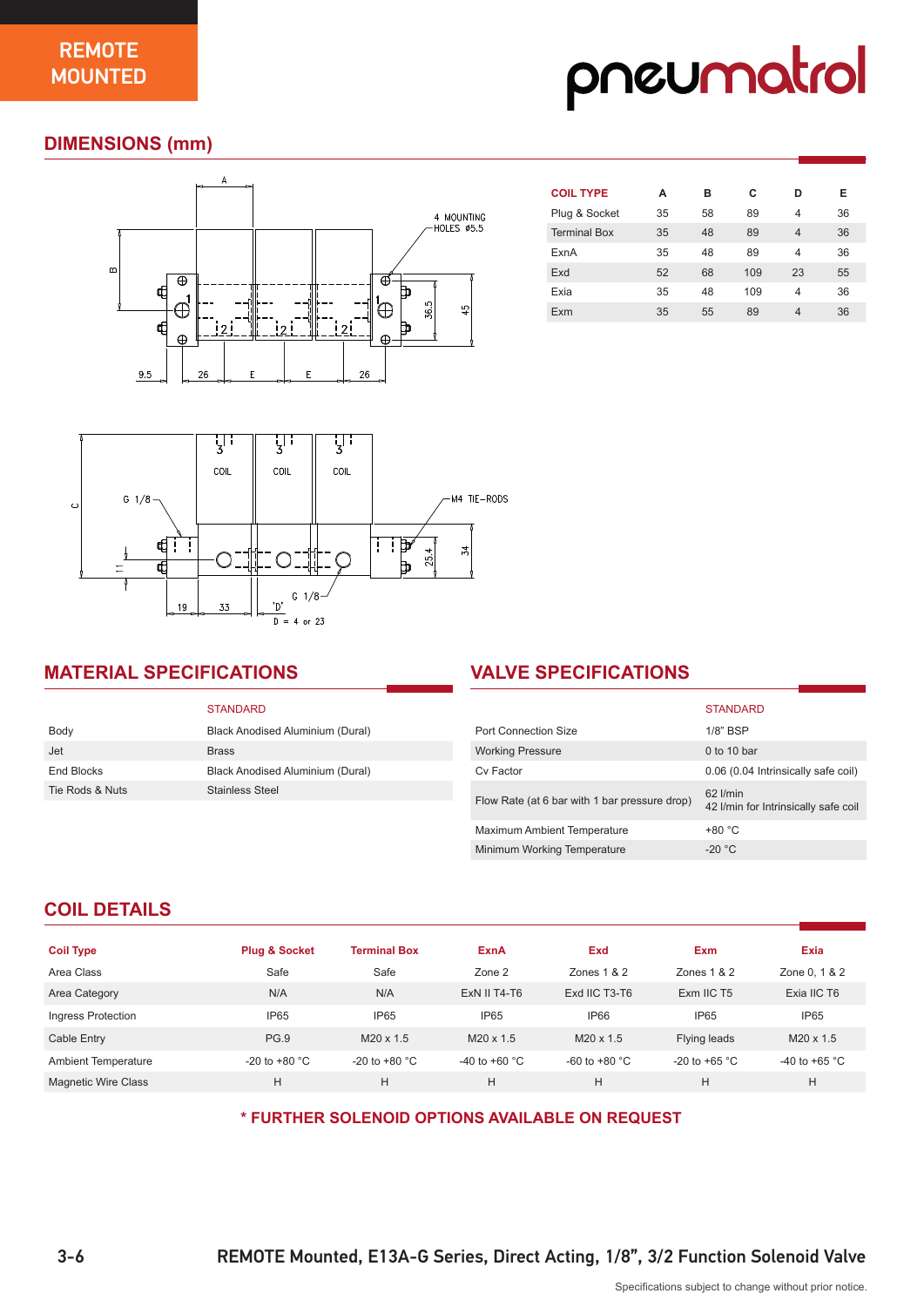REMOTE MOUNTED

## DIMENSIONS (mm)

A

B

4 MOUNTING HOLES Ø5.5

36.5

45

9.5 26 E E 26

C

COIL COIL COIL

G 1/8

M4 TIE-RODS

11

25.4

34

19 33 'D'

G 1/8

D = 4 or 23

| COIL TYPE | A | B | C | D | E |
|---|---|---|---|---|---|
| Plug & Socket | 35 | 58 | 89 | 4 | 36 |
| Terminal Box | 35 | 48 | 89 | 4 | 36 |
| ExnA | 35 | 48 | 89 | 4 | 36 |
| Exd | 52 | 68 | 109 | 23 | 55 |
| Exia | 35 | 48 | 109 | 4 | 36 |
| Exm | 35 | 55 | 89 | 4 | 36 |

## MATERIAL SPECIFICATIONS

| | STANDARD |
|---|---|
| Body | Black Anodised Aluminium (Dural) |
| Jet | Brass |
| End Blocks | Black Anodised Aluminium (Dural) |
| Tie Rods & Nuts | Stainless Steel |

## VALVE SPECIFICATIONS

| | STANDARD |
|---|---|
| Port Connection Size | 1/8" BSP |
| Working Pressure | 0 to 10 bar |
| Cv Factor | 0.06 (0.04 Intrinsically safe coil) |
| Flow Rate (at 6 bar with 1 bar pressure drop) | 62 l/min<br>42 l/min for Intrinsically safe coil |
| Maximum Ambient Temperature | +80 °C |
| Minimum Working Temperature | -20 °C |

## COIL DETAILS

| Coil Type | Plug & Socket | Terminal Box | ExnA | Exd | Exm | Exia |
|---|---|---|---|---|---|---|
| Area Class | Safe | Safe | Zone 2 | Zones 1 & 2 | Zones 1 & 2 | Zone 0, 1 & 2 |
| Area Category | N/A | N/A | ExN II T4-T6 | Exd IIC T3-T6 | Exm IIC T5 | Exia IIC T6 |
| Ingress Protection | IP65 | IP65 | IP65 | IP66 | IP65 | IP65 |
| Cable Entry | PG.9 | M20 x 1.5 | M20 x 1.5 | M20 x 1.5 | Flying leads | M20 x 1.5 |
| Ambient Temperature | -20 to +80 °C | -20 to +80 °C | -40 to +60 °C | -60 to +80 °C | -20 to +65 °C | -40 to +65 °C |
| Magnetic Wire Class | H | H | H | H | H | H |

**\* FURTHER SOLENOID OPTIONS AVAILABLE ON REQUEST**

REMOTE Mounted, E13A-G Series, Direct Acting, 1/8", 3/2 Function Solenoid Valve

Specifications subject to change without prior notice.